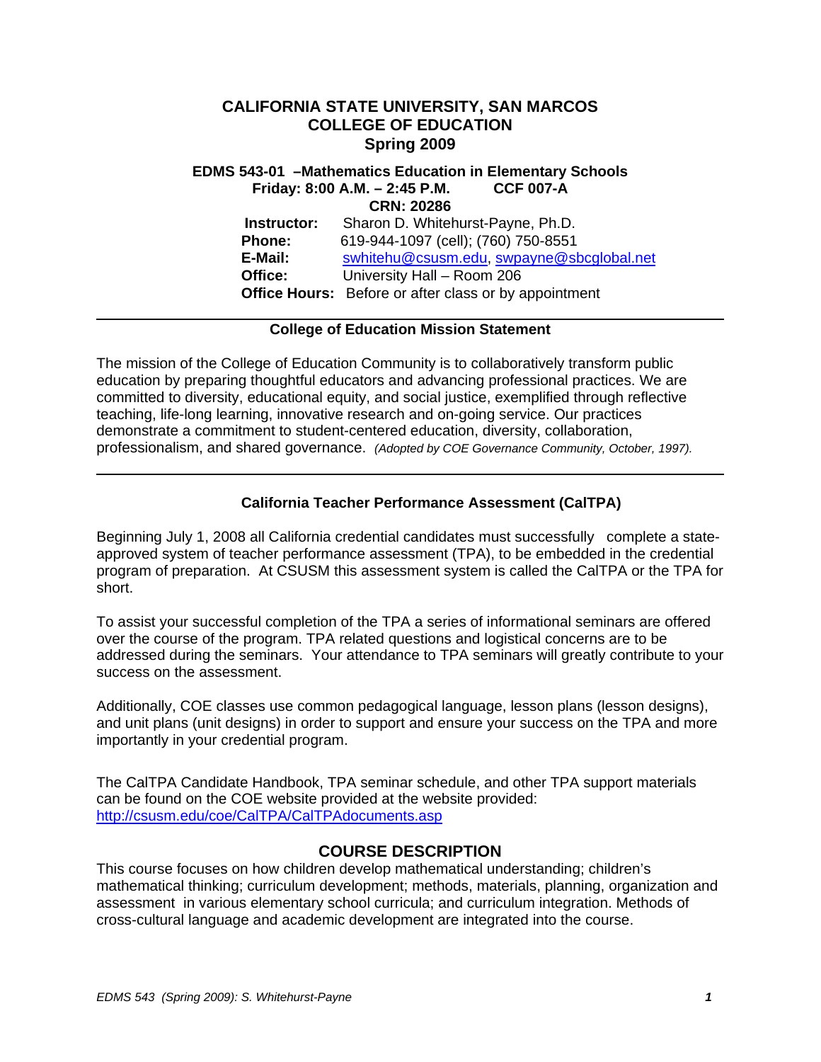# CALIFORNIA STATE UNIVERSITY, SAN MARCOS
# COLLEGE OF EDUCATION
# Spring 2009

**EDMS 543-01 –Mathematics Education in Elementary Schools**
**Friday: 8:00 A.M. – 2:45 P.M. CCF 007-A**
**CRN: 20286**

**Instructor:** Sharon D. Whitehurst-Payne, Ph.D.
**Phone:** 619-944-1097 (cell); (760) 750-8551
**E-Mail:** swhitehu@csusm.edu, swpayne@sbcglobal.net
**Office:** University Hall – Room 206
**Office Hours:** Before or after class or by appointment

---

### College of Education Mission Statement

The mission of the College of Education Community is to collaboratively transform public education by preparing thoughtful educators and advancing professional practices. We are committed to diversity, educational equity, and social justice, exemplified through reflective teaching, life-long learning, innovative research and on-going service. Our practices demonstrate a commitment to student-centered education, diversity, collaboration, professionalism, and shared governance. *(Adopted by COE Governance Community, October, 1997).*

---

### California Teacher Performance Assessment (CalTPA)

Beginning July 1, 2008 all California credential candidates must successfully complete a state-approved system of teacher performance assessment (TPA), to be embedded in the credential program of preparation. At CSUSM this assessment system is called the CalTPA or the TPA for short.

To assist your successful completion of the TPA a series of informational seminars are offered over the course of the program. TPA related questions and logistical concerns are to be addressed during the seminars. Your attendance to TPA seminars will greatly contribute to your success on the assessment.

Additionally, COE classes use common pedagogical language, lesson plans (lesson designs), and unit plans (unit designs) in order to support and ensure your success on the TPA and more importantly in your credential program.

The CalTPA Candidate Handbook, TPA seminar schedule, and other TPA support materials can be found on the COE website provided at the website provided: http://csusm.edu/coe/CalTPA/CalTPAdocuments.asp

## COURSE DESCRIPTION

This course focuses on how children develop mathematical understanding; children's mathematical thinking; curriculum development; methods, materials, planning, organization and assessment in various elementary school curricula; and curriculum integration. Methods of cross-cultural language and academic development are integrated into the course.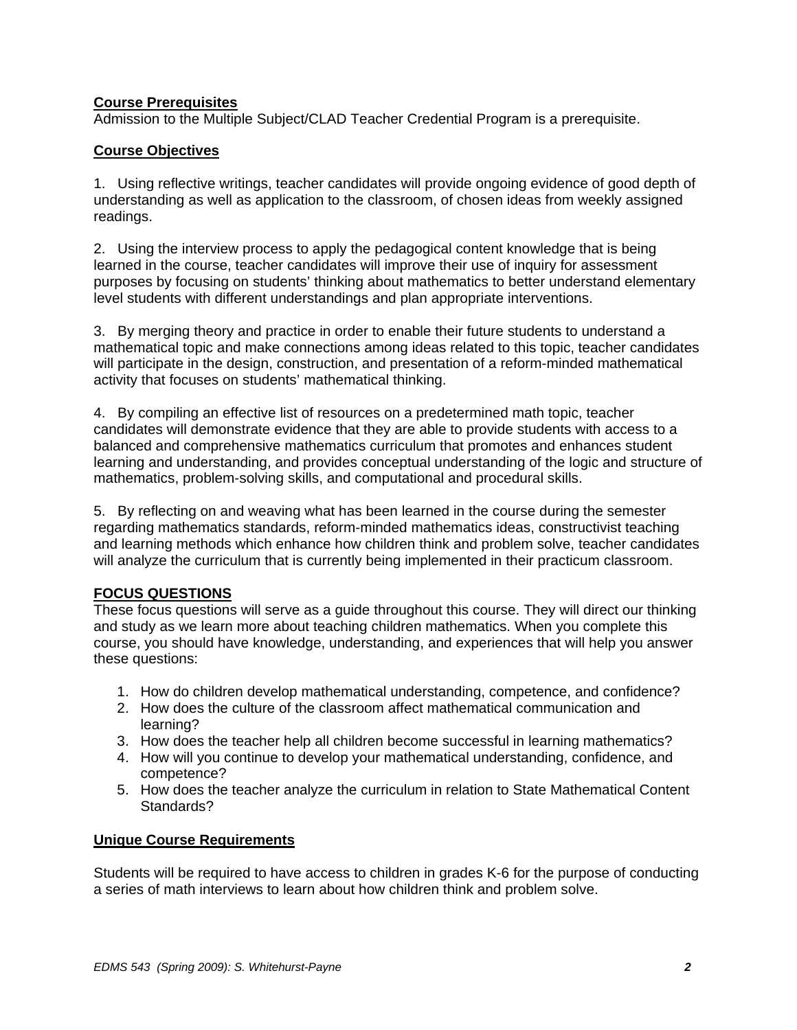## Course Prerequisites

Admission to the Multiple Subject/CLAD Teacher Credential Program is a prerequisite.

## Course Objectives

1. Using reflective writings, teacher candidates will provide ongoing evidence of good depth of understanding as well as application to the classroom, of chosen ideas from weekly assigned readings.

2. Using the interview process to apply the pedagogical content knowledge that is being learned in the course, teacher candidates will improve their use of inquiry for assessment purposes by focusing on students' thinking about mathematics to better understand elementary level students with different understandings and plan appropriate interventions.

3. By merging theory and practice in order to enable their future students to understand a mathematical topic and make connections among ideas related to this topic, teacher candidates will participate in the design, construction, and presentation of a reform-minded mathematical activity that focuses on students' mathematical thinking.

4. By compiling an effective list of resources on a predetermined math topic, teacher candidates will demonstrate evidence that they are able to provide students with access to a balanced and comprehensive mathematics curriculum that promotes and enhances student learning and understanding, and provides conceptual understanding of the logic and structure of mathematics, problem-solving skills, and computational and procedural skills.

5. By reflecting on and weaving what has been learned in the course during the semester regarding mathematics standards, reform-minded mathematics ideas, constructivist teaching and learning methods which enhance how children think and problem solve, teacher candidates will analyze the curriculum that is currently being implemented in their practicum classroom.

## FOCUS QUESTIONS

These focus questions will serve as a guide throughout this course. They will direct our thinking and study as we learn more about teaching children mathematics. When you complete this course, you should have knowledge, understanding, and experiences that will help you answer these questions:

1. How do children develop mathematical understanding, competence, and confidence?
2. How does the culture of the classroom affect mathematical communication and learning?
3. How does the teacher help all children become successful in learning mathematics?
4. How will you continue to develop your mathematical understanding, confidence, and competence?
5. How does the teacher analyze the curriculum in relation to State Mathematical Content Standards?

## Unique Course Requirements

Students will be required to have access to children in grades K-6 for the purpose of conducting a series of math interviews to learn about how children think and problem solve.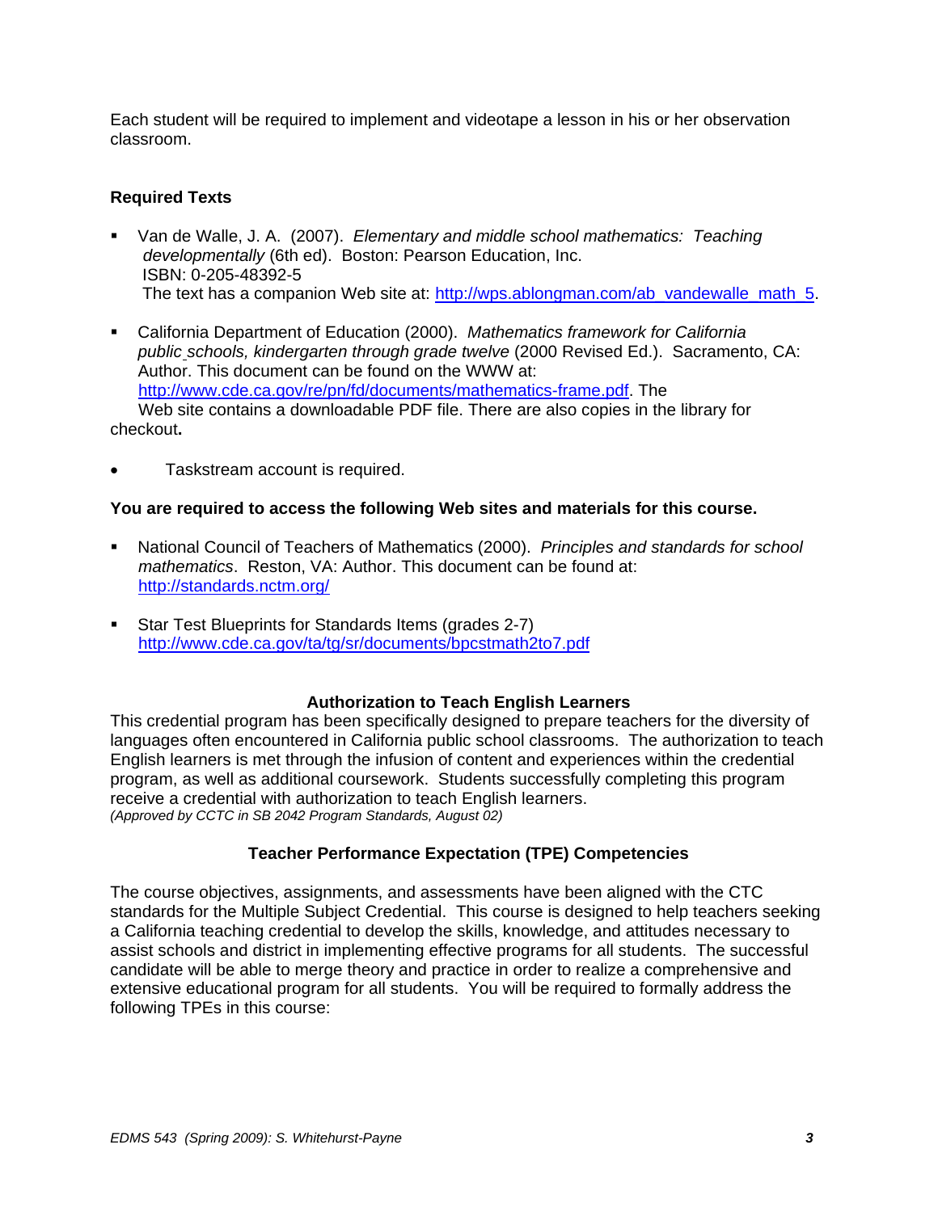Each student will be required to implement and videotape a lesson in his or her observation classroom.

### Required Texts

- Van de Walle, J. A. (2007). *Elementary and middle school mathematics: Teaching developmentally* (6th ed). Boston: Pearson Education, Inc. ISBN: 0-205-48392-5
  The text has a companion Web site at: http://wps.ablongman.com/ab_vandewalle_math_5.
- California Department of Education (2000). *Mathematics framework for California public schools, kindergarten through grade twelve* (2000 Revised Ed.). Sacramento, CA: Author. This document can be found on the WWW at: http://www.cde.ca.gov/re/pn/fd/documents/mathematics-frame.pdf. The Web site contains a downloadable PDF file. There are also copies in the library for checkout.
- Taskstream account is required.

**You are required to access the following Web sites and materials for this course.**

- National Council of Teachers of Mathematics (2000). *Principles and standards for school mathematics*. Reston, VA: Author. This document can be found at: http://standards.nctm.org/
- Star Test Blueprints for Standards Items (grades 2-7) http://www.cde.ca.gov/ta/tg/sr/documents/bpcstmath2to7.pdf

### Authorization to Teach English Learners

This credential program has been specifically designed to prepare teachers for the diversity of languages often encountered in California public school classrooms. The authorization to teach English learners is met through the infusion of content and experiences within the credential program, as well as additional coursework. Students successfully completing this program receive a credential with authorization to teach English learners.
*(Approved by CCTC in SB 2042 Program Standards, August 02)*

### Teacher Performance Expectation (TPE) Competencies

The course objectives, assignments, and assessments have been aligned with the CTC standards for the Multiple Subject Credential. This course is designed to help teachers seeking a California teaching credential to develop the skills, knowledge, and attitudes necessary to assist schools and district in implementing effective programs for all students. The successful candidate will be able to merge theory and practice in order to realize a comprehensive and extensive educational program for all students. You will be required to formally address the following TPEs in this course: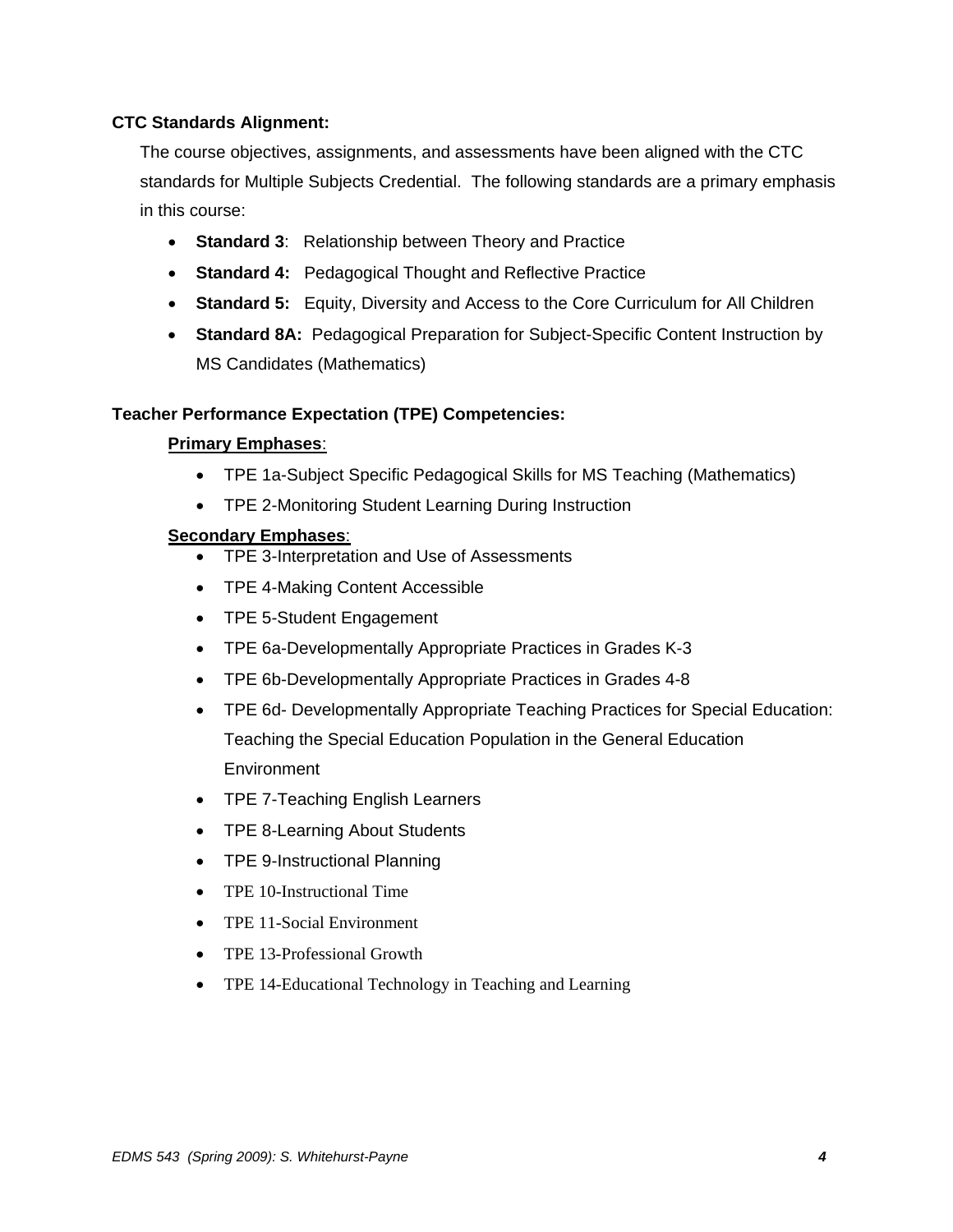**CTC Standards Alignment:**

The course objectives, assignments, and assessments have been aligned with the CTC standards for Multiple Subjects Credential. The following standards are a primary emphasis in this course:

- **Standard 3**: Relationship between Theory and Practice
- **Standard 4:** Pedagogical Thought and Reflective Practice
- **Standard 5:** Equity, Diversity and Access to the Core Curriculum for All Children
- **Standard 8A:** Pedagogical Preparation for Subject-Specific Content Instruction by MS Candidates (Mathematics)

**Teacher Performance Expectation (TPE) Competencies:**

**Primary Emphases**:

- TPE 1a-Subject Specific Pedagogical Skills for MS Teaching (Mathematics)
- TPE 2-Monitoring Student Learning During Instruction

**Secondary Emphases**:

- TPE 3-Interpretation and Use of Assessments
- TPE 4-Making Content Accessible
- TPE 5-Student Engagement
- TPE 6a-Developmentally Appropriate Practices in Grades K-3
- TPE 6b-Developmentally Appropriate Practices in Grades 4-8
- TPE 6d- Developmentally Appropriate Teaching Practices for Special Education: Teaching the Special Education Population in the General Education Environment
- TPE 7-Teaching English Learners
- TPE 8-Learning About Students
- TPE 9-Instructional Planning
- TPE 10-Instructional Time
- TPE 11-Social Environment
- TPE 13-Professional Growth
- TPE 14-Educational Technology in Teaching and Learning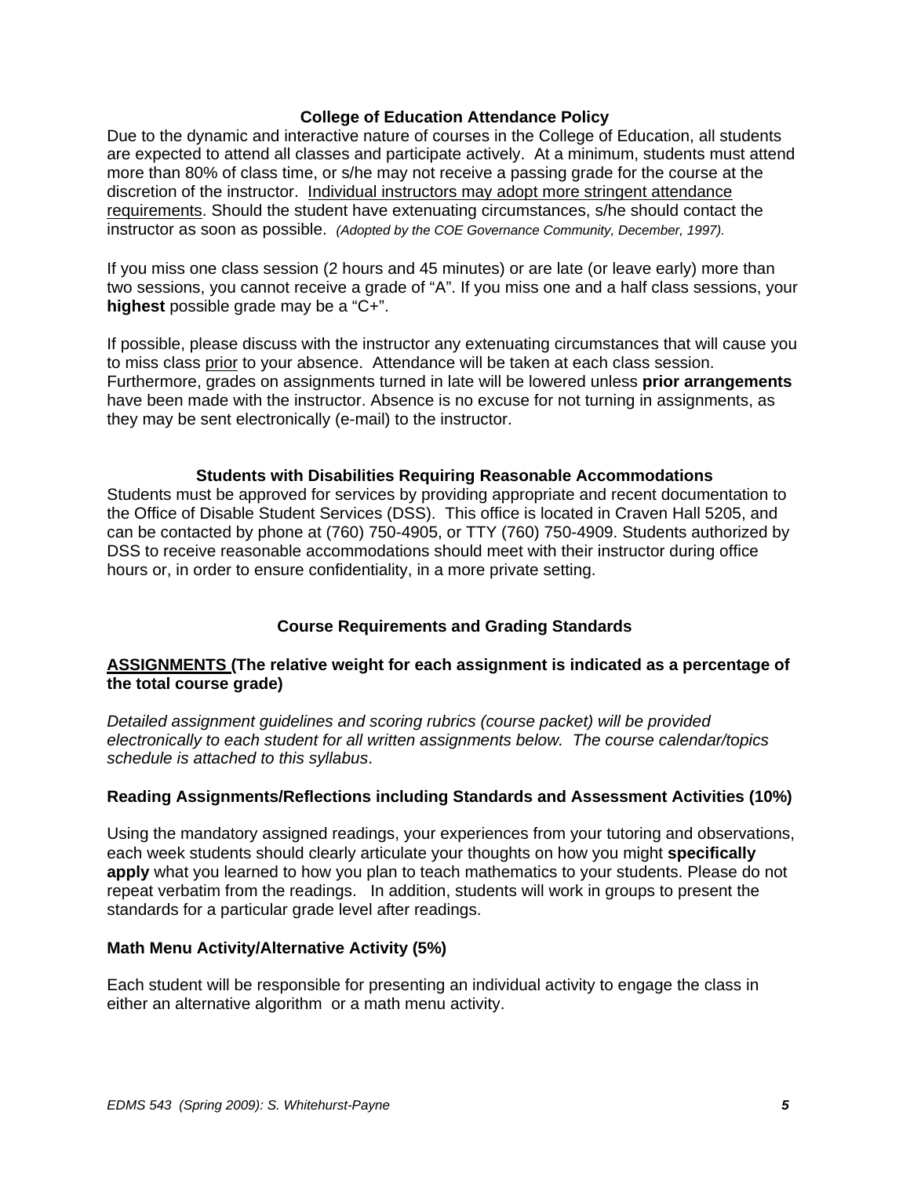### College of Education Attendance Policy

Due to the dynamic and interactive nature of courses in the College of Education, all students are expected to attend all classes and participate actively. At a minimum, students must attend more than 80% of class time, or s/he may not receive a passing grade for the course at the discretion of the instructor. <u>Individual instructors may adopt more stringent attendance requirements</u>. Should the student have extenuating circumstances, s/he should contact the instructor as soon as possible. *(Adopted by the COE Governance Community, December, 1997).*

If you miss one class session (2 hours and 45 minutes) or are late (or leave early) more than two sessions, you cannot receive a grade of "A". If you miss one and a half class sessions, your **highest** possible grade may be a "C+".

If possible, please discuss with the instructor any extenuating circumstances that will cause you to miss class <u>prior</u> to your absence. Attendance will be taken at each class session. Furthermore, grades on assignments turned in late will be lowered unless **prior arrangements** have been made with the instructor. Absence is no excuse for not turning in assignments, as they may be sent electronically (e-mail) to the instructor.

### Students with Disabilities Requiring Reasonable Accommodations

Students must be approved for services by providing appropriate and recent documentation to the Office of Disable Student Services (DSS). This office is located in Craven Hall 5205, and can be contacted by phone at (760) 750-4905, or TTY (760) 750-4909. Students authorized by DSS to receive reasonable accommodations should meet with their instructor during office hours or, in order to ensure confidentiality, in a more private setting.

### Course Requirements and Grading Standards

**<u>ASSIGNMENTS</u> (The relative weight for each assignment is indicated as a percentage of the total course grade)**

*Detailed assignment guidelines and scoring rubrics (course packet) will be provided electronically to each student for all written assignments below. The course calendar/topics schedule is attached to this syllabus*.

**Reading Assignments/Reflections including Standards and Assessment Activities (10%)**

Using the mandatory assigned readings, your experiences from your tutoring and observations, each week students should clearly articulate your thoughts on how you might **specifically apply** what you learned to how you plan to teach mathematics to your students. Please do not repeat verbatim from the readings. In addition, students will work in groups to present the standards for a particular grade level after readings.

**Math Menu Activity/Alternative Activity (5%)**

Each student will be responsible for presenting an individual activity to engage the class in either an alternative algorithm or a math menu activity.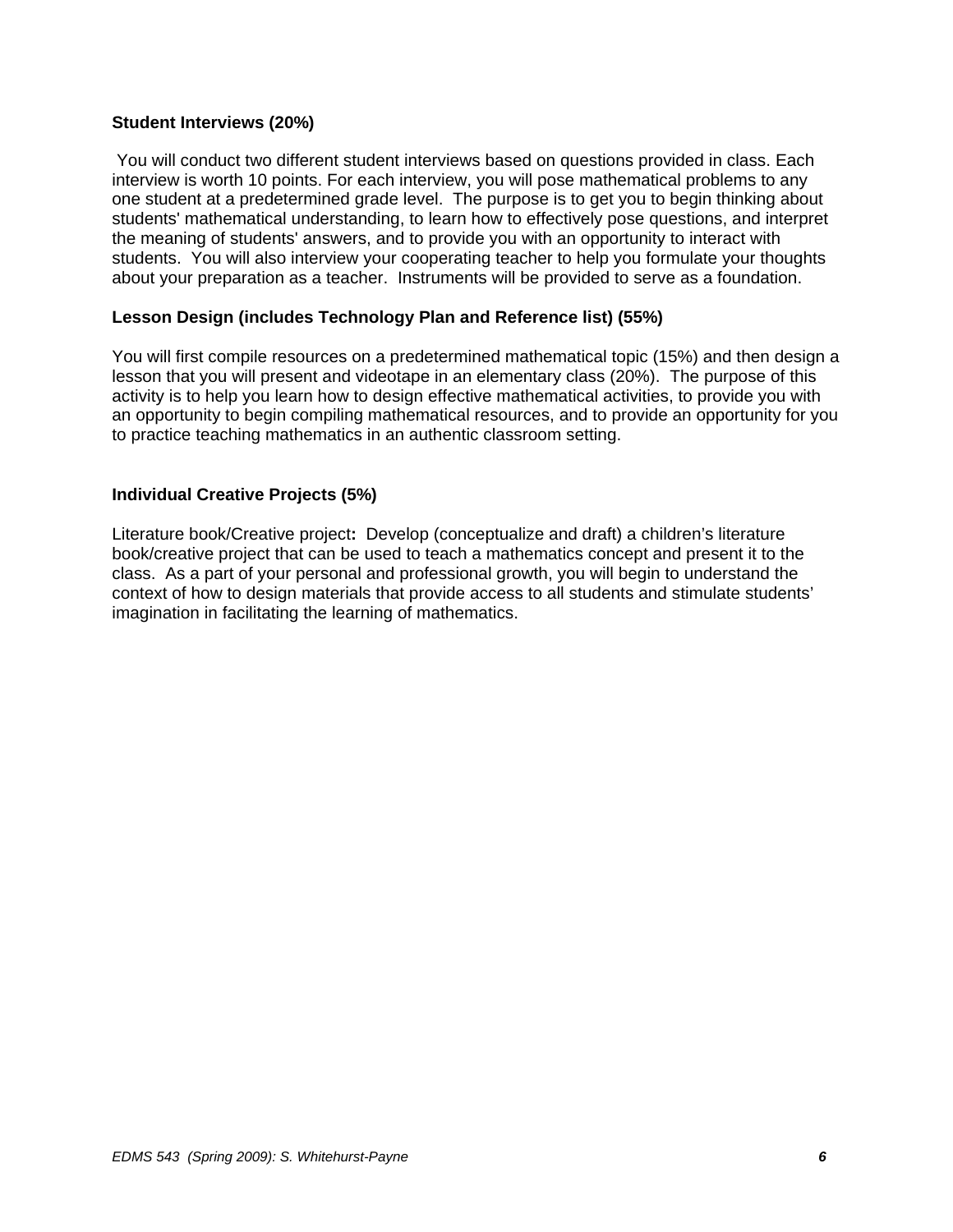**Student Interviews (20%)**

You will conduct two different student interviews based on questions provided in class. Each interview is worth 10 points. For each interview, you will pose mathematical problems to any one student at a predetermined grade level. The purpose is to get you to begin thinking about students' mathematical understanding, to learn how to effectively pose questions, and interpret the meaning of students' answers, and to provide you with an opportunity to interact with students. You will also interview your cooperating teacher to help you formulate your thoughts about your preparation as a teacher. Instruments will be provided to serve as a foundation.

**Lesson Design (includes Technology Plan and Reference list) (55%)**

You will first compile resources on a predetermined mathematical topic (15%) and then design a lesson that you will present and videotape in an elementary class (20%). The purpose of this activity is to help you learn how to design effective mathematical activities, to provide you with an opportunity to begin compiling mathematical resources, and to provide an opportunity for you to practice teaching mathematics in an authentic classroom setting.

**Individual Creative Projects (5%)**

Literature book/Creative project**:** Develop (conceptualize and draft) a children's literature book/creative project that can be used to teach a mathematics concept and present it to the class. As a part of your personal and professional growth, you will begin to understand the context of how to design materials that provide access to all students and stimulate students' imagination in facilitating the learning of mathematics.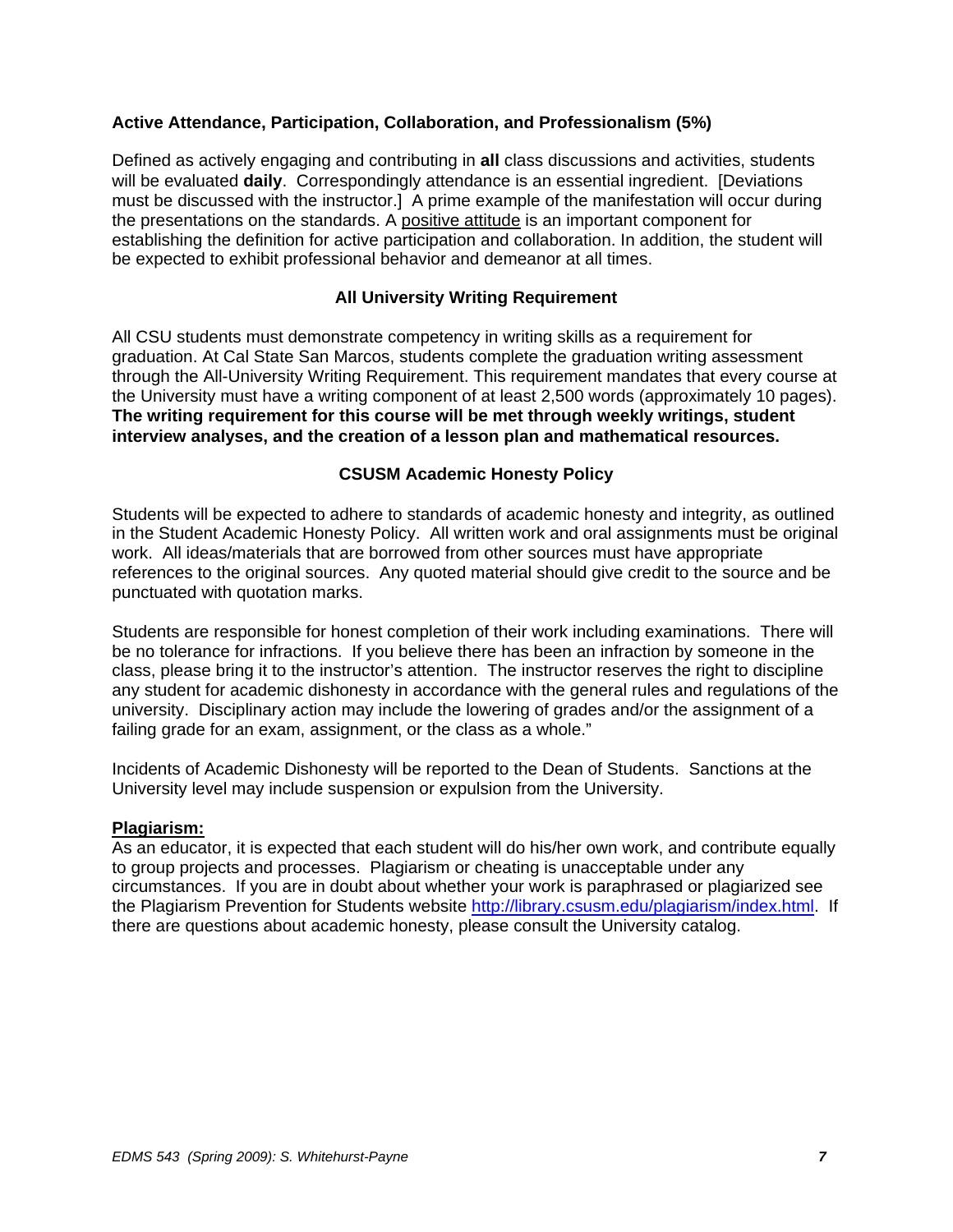**Active Attendance, Participation, Collaboration, and Professionalism (5%)**

Defined as actively engaging and contributing in **all** class discussions and activities, students will be evaluated **daily**. Correspondingly attendance is an essential ingredient. [Deviations must be discussed with the instructor.] A prime example of the manifestation will occur during the presentations on the standards. A positive attitude is an important component for establishing the definition for active participation and collaboration. In addition, the student will be expected to exhibit professional behavior and demeanor at all times.

## All University Writing Requirement

All CSU students must demonstrate competency in writing skills as a requirement for graduation. At Cal State San Marcos, students complete the graduation writing assessment through the All-University Writing Requirement. This requirement mandates that every course at the University must have a writing component of at least 2,500 words (approximately 10 pages). **The writing requirement for this course will be met through weekly writings, student interview analyses, and the creation of a lesson plan and mathematical resources.**

## CSUSM Academic Honesty Policy

Students will be expected to adhere to standards of academic honesty and integrity, as outlined in the Student Academic Honesty Policy. All written work and oral assignments must be original work. All ideas/materials that are borrowed from other sources must have appropriate references to the original sources. Any quoted material should give credit to the source and be punctuated with quotation marks.

Students are responsible for honest completion of their work including examinations. There will be no tolerance for infractions. If you believe there has been an infraction by someone in the class, please bring it to the instructor's attention. The instructor reserves the right to discipline any student for academic dishonesty in accordance with the general rules and regulations of the university. Disciplinary action may include the lowering of grades and/or the assignment of a failing grade for an exam, assignment, or the class as a whole."

Incidents of Academic Dishonesty will be reported to the Dean of Students. Sanctions at the University level may include suspension or expulsion from the University.

**Plagiarism:**
As an educator, it is expected that each student will do his/her own work, and contribute equally to group projects and processes. Plagiarism or cheating is unacceptable under any circumstances. If you are in doubt about whether your work is paraphrased or plagiarized see the Plagiarism Prevention for Students website http://library.csusm.edu/plagiarism/index.html. If there are questions about academic honesty, please consult the University catalog.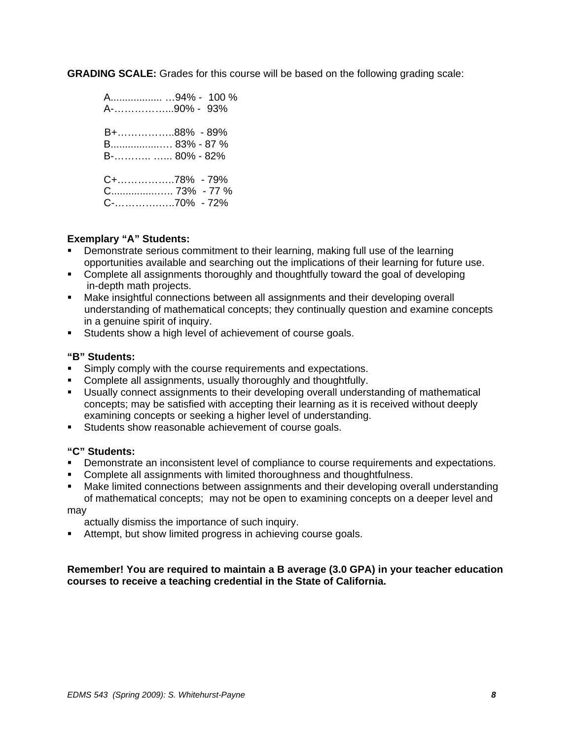**GRADING SCALE:** Grades for this course will be based on the following grading scale:

A.................. …94% - 100 %
A-……………...90% - 93%

B+…………….88% - 89%
B....................… 83% - 87 %
B-……….. …... 80% - 82%

C+…………….78% - 79%
C..................….. 73% - 77 %
C-………………70% - 72%

**Exemplary "A" Students:**

- Demonstrate serious commitment to their learning, making full use of the learning opportunities available and searching out the implications of their learning for future use.
- Complete all assignments thoroughly and thoughtfully toward the goal of developing in-depth math projects.
- Make insightful connections between all assignments and their developing overall understanding of mathematical concepts; they continually question and examine concepts in a genuine spirit of inquiry.
- Students show a high level of achievement of course goals.

**"B" Students:**

- Simply comply with the course requirements and expectations.
- Complete all assignments, usually thoroughly and thoughtfully.
- Usually connect assignments to their developing overall understanding of mathematical concepts; may be satisfied with accepting their learning as it is received without deeply examining concepts or seeking a higher level of understanding.
- Students show reasonable achievement of course goals.

**"C" Students:**

- Demonstrate an inconsistent level of compliance to course requirements and expectations.
- Complete all assignments with limited thoroughness and thoughtfulness.
- Make limited connections between assignments and their developing overall understanding of mathematical concepts; may not be open to examining concepts on a deeper level and may actually dismiss the importance of such inquiry.
- Attempt, but show limited progress in achieving course goals.

**Remember! You are required to maintain a B average (3.0 GPA) in your teacher education courses to receive a teaching credential in the State of California.**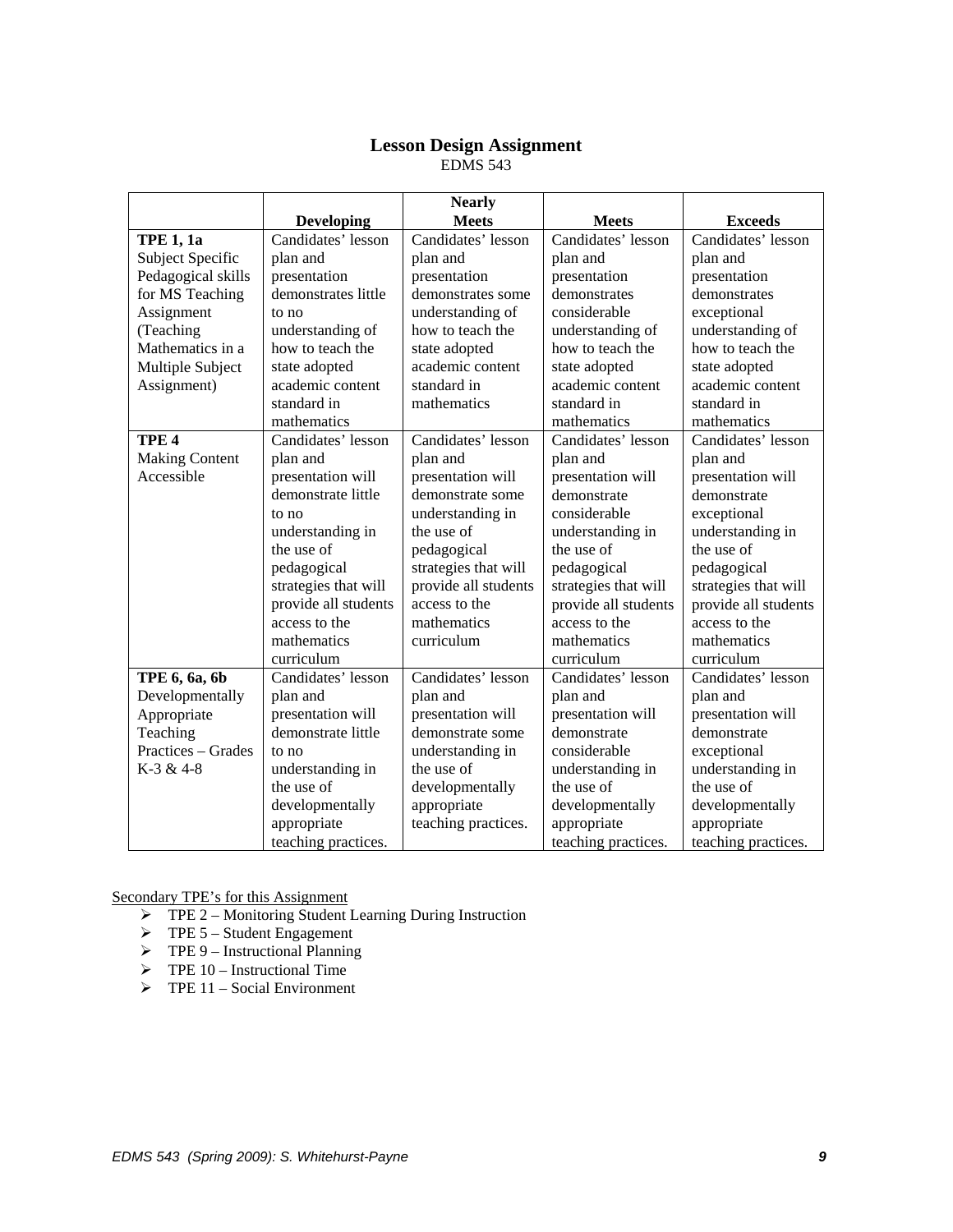## Lesson Design Assignment

EDMS 543

| | Developing | Nearly Meets | Meets | Exceeds |
|---|---|---|---|---|
| **TPE 1, 1a** Subject Specific Pedagogical skills for MS Teaching Assignment (Teaching Mathematics in a Multiple Subject Assignment) | Candidates' lesson plan and presentation demonstrates little to no understanding of how to teach the state adopted academic content standard in mathematics | Candidates' lesson plan and presentation demonstrates some understanding of how to teach the state adopted academic content standard in mathematics | Candidates' lesson plan and presentation demonstrates considerable understanding of how to teach the state adopted academic content standard in mathematics | Candidates' lesson plan and presentation demonstrates exceptional understanding of how to teach the state adopted academic content standard in mathematics |
| **TPE 4** Making Content Accessible | Candidates' lesson plan and presentation will demonstrate little to no understanding in the use of pedagogical strategies that will provide all students access to the mathematics curriculum | Candidates' lesson plan and presentation will demonstrate some understanding in the use of pedagogical strategies that will provide all students access to the mathematics curriculum | Candidates' lesson plan and presentation will demonstrate considerable understanding in the use of pedagogical strategies that will provide all students access to the mathematics curriculum | Candidates' lesson plan and presentation will demonstrate exceptional understanding in the use of pedagogical strategies that will provide all students access to the mathematics curriculum |
| **TPE 6, 6a, 6b** Developmentally Appropriate Teaching Practices – Grades K-3 & 4-8 | Candidates' lesson plan and presentation will demonstrate little to no understanding in the use of developmentally appropriate teaching practices. | Candidates' lesson plan and presentation will demonstrate some understanding in the use of developmentally appropriate teaching practices. | Candidates' lesson plan and presentation will demonstrate considerable understanding in the use of developmentally appropriate teaching practices. | Candidates' lesson plan and presentation will demonstrate exceptional understanding in the use of developmentally appropriate teaching practices. |

Secondary TPE's for this Assignment

- TPE 2 – Monitoring Student Learning During Instruction
- TPE 5 – Student Engagement
- TPE 9 – Instructional Planning
- TPE 10 – Instructional Time
- TPE 11 – Social Environment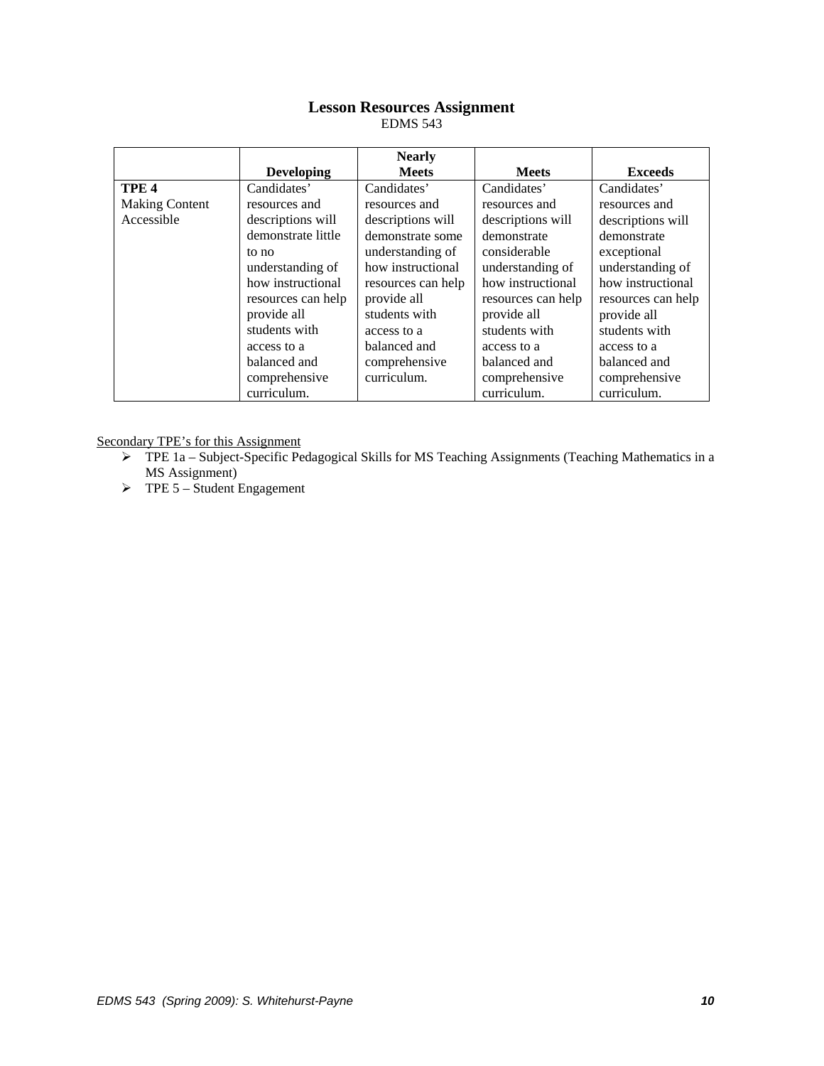## Lesson Resources Assignment

EDMS 543

| | Developing | Nearly Meets | Meets | Exceeds |
|---|---|---|---|---|
| **TPE 4** Making Content Accessible | Candidates' resources and descriptions will demonstrate little to no understanding of how instructional resources can help provide all students with access to a balanced and comprehensive curriculum. | Candidates' resources and descriptions will demonstrate some understanding of how instructional resources can help provide all students with access to a balanced and comprehensive curriculum. | Candidates' resources and descriptions will demonstrate considerable understanding of how instructional resources can help provide all students with access to a balanced and comprehensive curriculum. | Candidates' resources and descriptions will demonstrate exceptional understanding of how instructional resources can help provide all students with access to a balanced and comprehensive curriculum. |

Secondary TPE's for this Assignment

- TPE 1a – Subject-Specific Pedagogical Skills for MS Teaching Assignments (Teaching Mathematics in a MS Assignment)
- TPE 5 – Student Engagement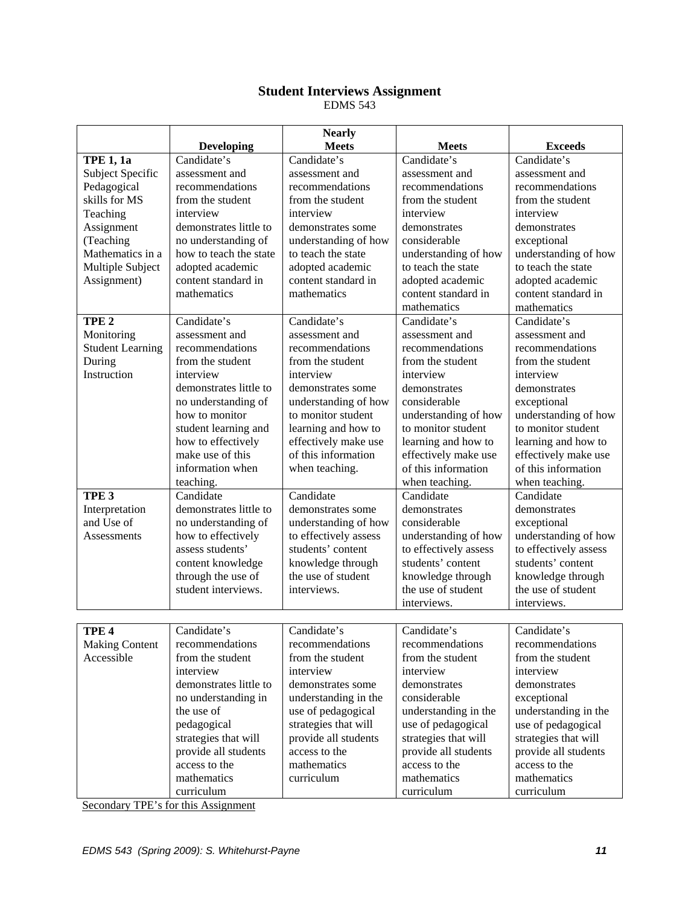## Student Interviews Assignment

EDMS 543

| | Developing | Nearly Meets | Meets | Exceeds |
|---|---|---|---|---|
| **TPE 1, 1a** Subject Specific Pedagogical skills for MS Teaching Assignment (Teaching Mathematics in a Multiple Subject Assignment) | Candidate's assessment and recommendations from the student interview demonstrates little to no understanding of how to teach the state adopted academic content standard in mathematics | Candidate's assessment and recommendations from the student interview demonstrates some understanding of how to teach the state adopted academic content standard in mathematics | Candidate's assessment and recommendations from the student interview demonstrates considerable understanding of how to teach the state adopted academic content standard in mathematics | Candidate's assessment and recommendations from the student interview demonstrates exceptional understanding of how to teach the state adopted academic content standard in mathematics |
| **TPE 2** Monitoring Student Learning During Instruction | Candidate's assessment and recommendations from the student interview demonstrates little to no understanding of how to monitor student learning and how to effectively make use of this information when teaching. | Candidate's assessment and recommendations from the student interview demonstrates some understanding of how to monitor student learning and how to effectively make use of this information when teaching. | Candidate's assessment and recommendations from the student interview demonstrates considerable understanding of how to monitor student learning and how to effectively make use of this information when teaching. | Candidate's assessment and recommendations from the student interview demonstrates exceptional understanding of how to monitor student learning and how to effectively make use of this information when teaching. |
| **TPE 3** Interpretation and Use of Assessments | Candidate demonstrates little to no understanding of how to effectively assess students' content knowledge through the use of student interviews. | Candidate demonstrates some understanding of how to effectively assess students' content knowledge through the use of student interviews. | Candidate demonstrates considerable understanding of how to effectively assess students' content knowledge through the use of student interviews. | Candidate demonstrates exceptional understanding of how to effectively assess students' content knowledge through the use of student interviews. |
| **TPE 4** Making Content Accessible | Candidate's recommendations from the student interview demonstrates little to no understanding in the use of pedagogical strategies that will provide all students access to the mathematics curriculum | Candidate's recommendations from the student interview demonstrates some understanding in the use of pedagogical strategies that will provide all students access to the mathematics curriculum | Candidate's recommendations from the student interview demonstrates considerable understanding in the use of pedagogical strategies that will provide all students access to the mathematics curriculum | Candidate's recommendations from the student interview demonstrates exceptional understanding in the use of pedagogical strategies that will provide all students access to the mathematics curriculum |

Secondary TPE's for this Assignment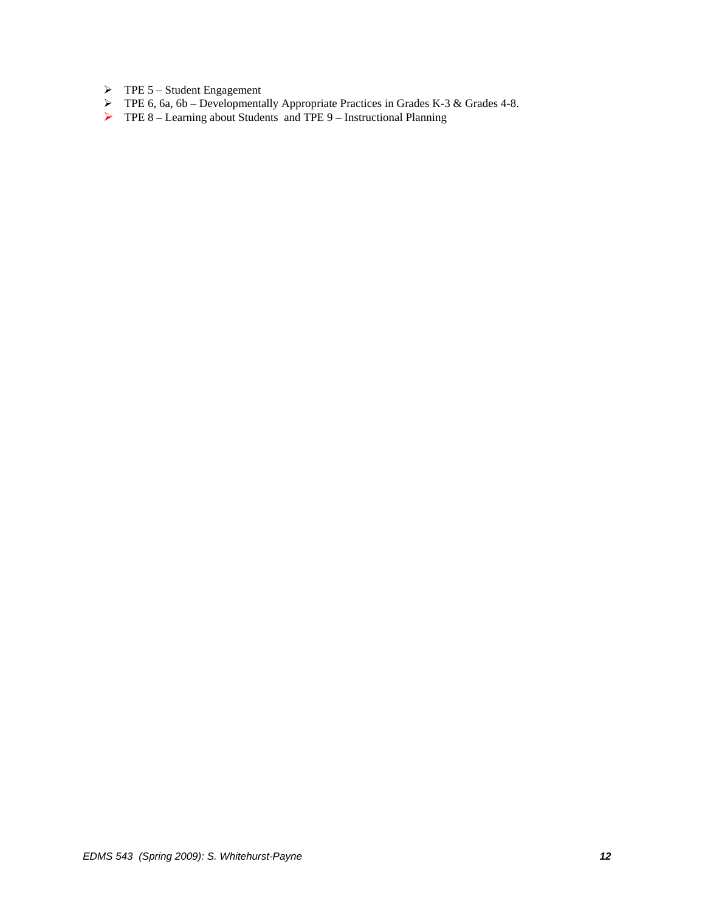- TPE 5 – Student Engagement
- TPE 6, 6a, 6b – Developmentally Appropriate Practices in Grades K-3 & Grades 4-8.
- TPE 8 – Learning about Students and TPE 9 – Instructional Planning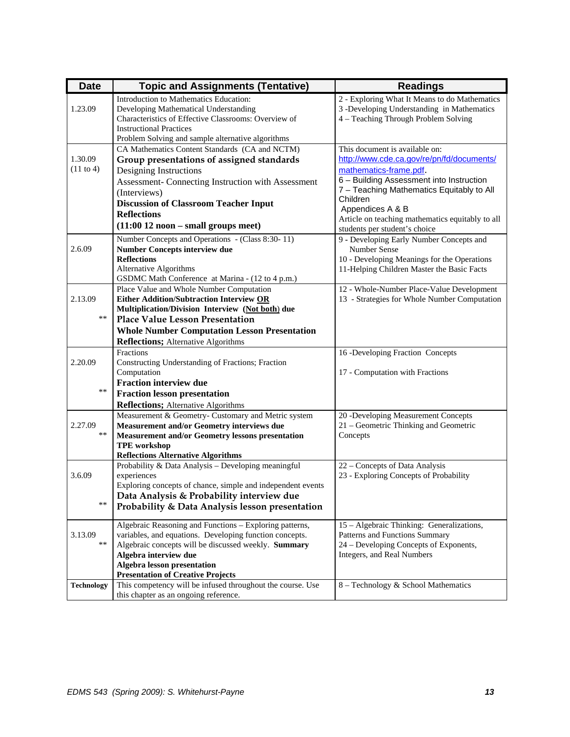| Date | Topic and Assignments (Tentative) | Readings |
|---|---|---|
| 1.23.09 | Introduction to Mathematics Education:<br>Developing Mathematical Understanding<br>Characteristics of Effective Classrooms: Overview of Instructional Practices<br>Problem Solving and sample alternative algorithms | 2 - Exploring What It Means to do Mathematics<br>3 -Developing Understanding in Mathematics<br>4 – Teaching Through Problem Solving |
| 1.30.09<br>(11 to 4) | CA Mathematics Content Standards (CA and NCTM)<br>**Group presentations of assigned standards**<br>Designing Instructions<br>Assessment- Connecting Instruction with Assessment (Interviews)<br>**Discussion of Classroom Teacher Input**<br>**Reflections**<br>**(11:00 12 noon – small groups meet)** | This document is available on: http://www.cde.ca.gov/re/pn/fd/documents/mathematics-frame.pdf.<br>6 – Building Assessment into Instruction<br>7 – Teaching Mathematics Equitably to All Children<br>Appendices A & B<br>Article on teaching mathematics equitably to all students per student's choice |
| 2.6.09 | Number Concepts and Operations - (Class 8:30- 11)<br>**Number Concepts interview due**<br>**Reflections**<br>Alternative Algorithms<br>GSDMC Math Conference at Marina - (12 to 4 p.m.) | 9 - Developing Early Number Concepts and Number Sense<br>10 - Developing Meanings for the Operations<br>11-Helping Children Master the Basic Facts |
| 2.13.09<br>** | Place Value and Whole Number Computation<br>**Either Addition/Subtraction Interview OR Multiplication/Division Interview (Not both) due**<br>**Place Value Lesson Presentation**<br>**Whole Number Computation Lesson Presentation**<br>**Reflections;** Alternative Algorithms | 12 - Whole-Number Place-Value Development<br>13 - Strategies for Whole Number Computation |
| 2.20.09<br>** | Fractions<br>Constructing Understanding of Fractions; Fraction Computation<br>**Fraction interview due**<br>**Fraction lesson presentation**<br>**Reflections;** Alternative Algorithms | 16 -Developing Fraction Concepts<br><br>17 - Computation with Fractions |
| 2.27.09<br>** | Measurement & Geometry- Customary and Metric system<br>**Measurement and/or Geometry interviews due**<br>**Measurement and/or Geometry lessons presentation**<br>**TPE workshop**<br>**Reflections Alternative Algorithms** | 20 -Developing Measurement Concepts<br>21 – Geometric Thinking and Geometric Concepts |
| 3.6.09<br>** | Probability & Data Analysis – Developing meaningful experiences<br>Exploring concepts of chance, simple and independent events<br>**Data Analysis & Probability interview due**<br>**Probability & Data Analysis lesson presentation** | 22 – Concepts of Data Analysis<br>23 - Exploring Concepts of Probability |
| 3.13.09<br>** | Algebraic Reasoning and Functions – Exploring patterns, variables, and equations. Developing function concepts. Algebraic concepts will be discussed weekly. **Summary**<br>**Algebra interview due**<br>**Algebra lesson presentation**<br>**Presentation of Creative Projects** | 15 – Algebraic Thinking: Generalizations, Patterns and Functions Summary<br>24 – Developing Concepts of Exponents, Integers, and Real Numbers |
| **Technology** | This competency will be infused throughout the course. Use this chapter as an ongoing reference. | 8 – Technology & School Mathematics |